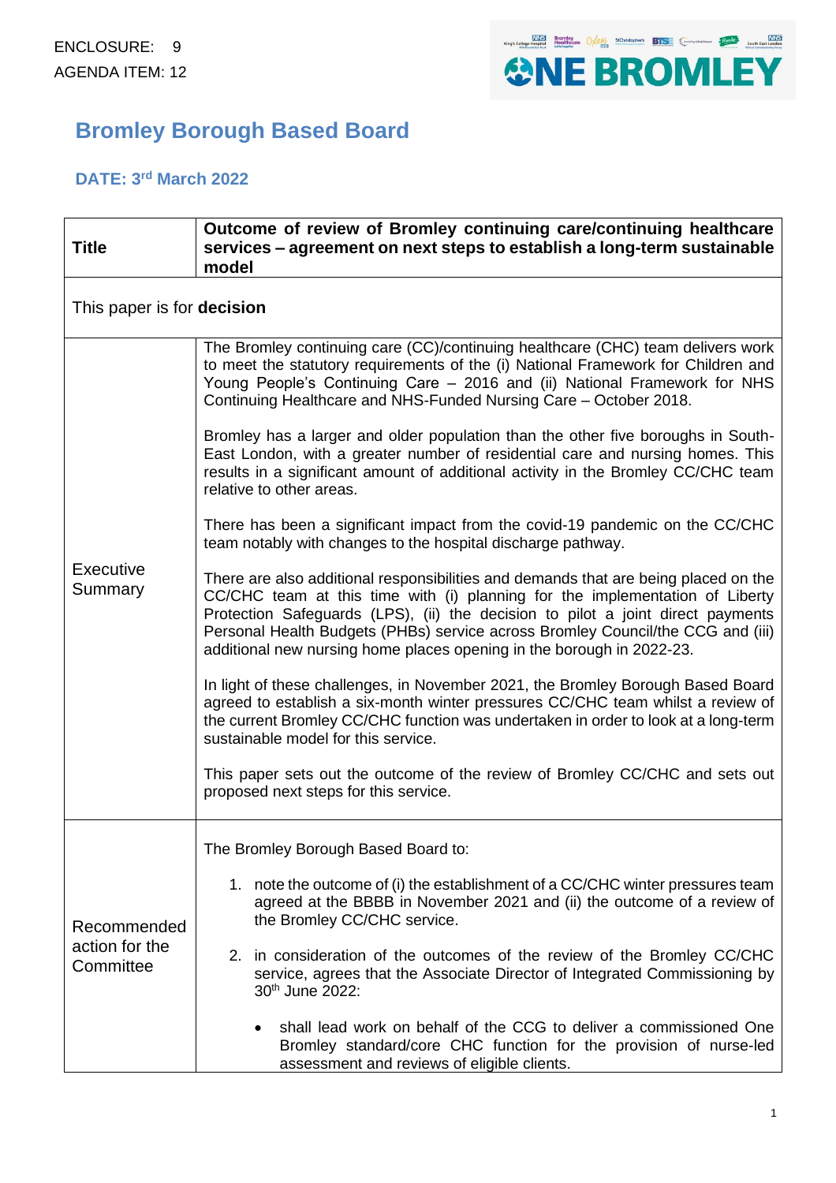ENCLOSURE: 9
AGENDA ITEM: 12

# Bromley Borough Based Board

## DATE: 3rd March 2022

| Title | Outcome of review of Bromley continuing care/continuing healthcare services – agreement on next steps to establish a long-term sustainable model |
|---|---|
| This paper is for **decision** | |
| Executive Summary | The Bromley continuing care (CC)/continuing healthcare (CHC) team delivers work to meet the statutory requirements of the (i) National Framework for Children and Young People's Continuing Care – 2016 and (ii) National Framework for NHS Continuing Healthcare and NHS-Funded Nursing Care – October 2018.<br><br>Bromley has a larger and older population than the other five boroughs in South-East London, with a greater number of residential care and nursing homes. This results in a significant amount of additional activity in the Bromley CC/CHC team relative to other areas.<br><br>There has been a significant impact from the covid-19 pandemic on the CC/CHC team notably with changes to the hospital discharge pathway.<br><br>There are also additional responsibilities and demands that are being placed on the CC/CHC team at this time with (i) planning for the implementation of Liberty Protection Safeguards (LPS), (ii) the decision to pilot a joint direct payments Personal Health Budgets (PHBs) service across Bromley Council/the CCG and (iii) additional new nursing home places opening in the borough in 2022-23.<br><br>In light of these challenges, in November 2021, the Bromley Borough Based Board agreed to establish a six-month winter pressures CC/CHC team whilst a review of the current Bromley CC/CHC function was undertaken in order to look at a long-term sustainable model for this service.<br><br>This paper sets out the outcome of the review of Bromley CC/CHC and sets out proposed next steps for this service. |
| Recommended action for the Committee | The Bromley Borough Based Board to:<br><br>1. note the outcome of (i) the establishment of a CC/CHC winter pressures team agreed at the BBBB in November 2021 and (ii) the outcome of a review of the Bromley CC/CHC service.<br><br>2. in consideration of the outcomes of the review of the Bromley CC/CHC service, agrees that the Associate Director of Integrated Commissioning by 30th June 2022:<br><br>• shall lead work on behalf of the CCG to deliver a commissioned One Bromley standard/core CHC function for the provision of nurse-led assessment and reviews of eligible clients. |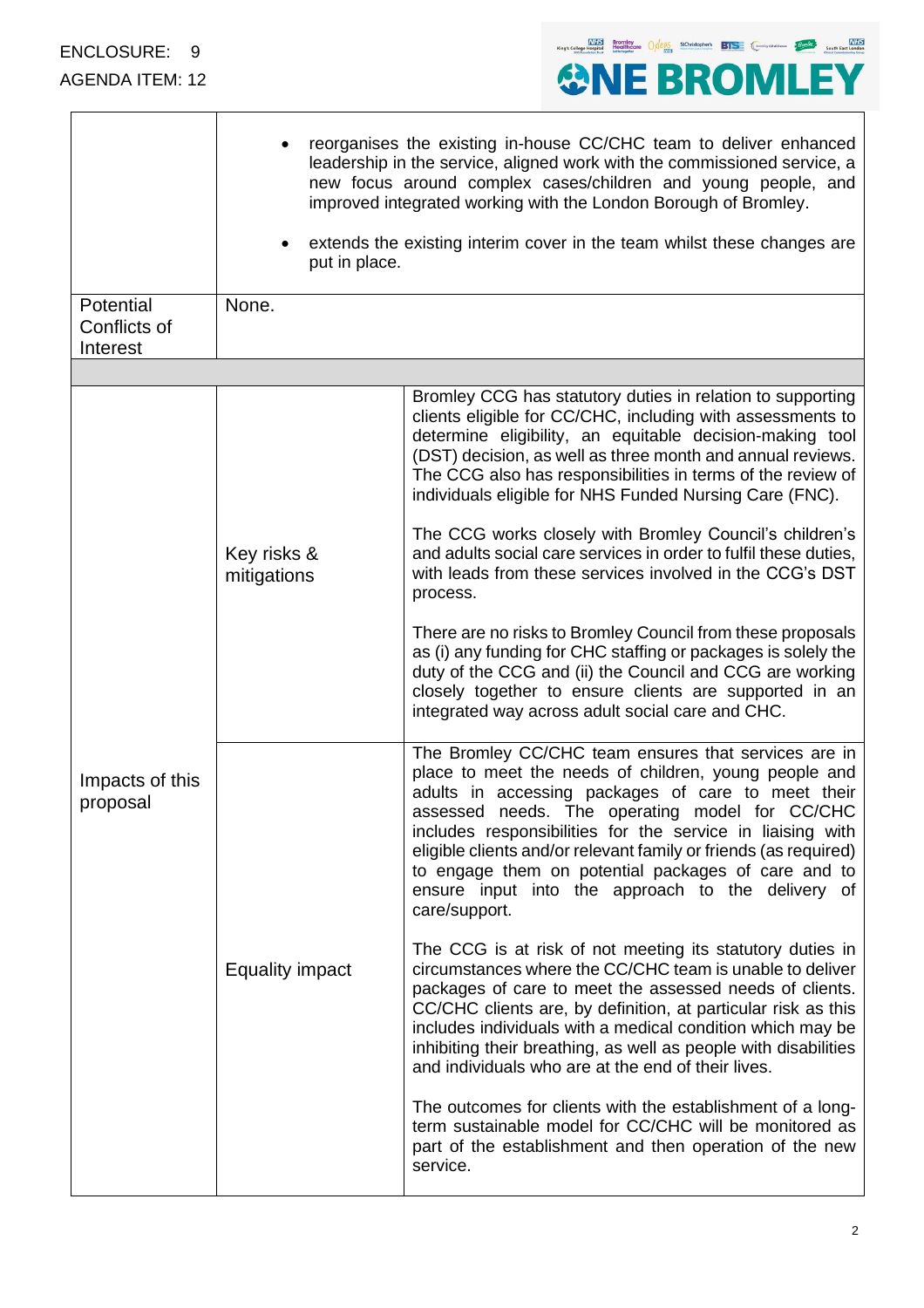ENCLOSURE: 9
AGENDA ITEM: 12

| | | |
|---|---|---|
| | • reorganises the existing in-house CC/CHC team to deliver enhanced leadership in the service, aligned work with the commissioned service, a new focus around complex cases/children and young people, and improved integrated working with the London Borough of Bromley.<br><br>• extends the existing interim cover in the team whilst these changes are put in place. | |
| Potential Conflicts of Interest | None. | |
| | | |
| Impacts of this proposal | Key risks & mitigations | Bromley CCG has statutory duties in relation to supporting clients eligible for CC/CHC, including with assessments to determine eligibility, an equitable decision-making tool (DST) decision, as well as three month and annual reviews. The CCG also has responsibilities in terms of the review of individuals eligible for NHS Funded Nursing Care (FNC).<br><br>The CCG works closely with Bromley Council's children's and adults social care services in order to fulfil these duties, with leads from these services involved in the CCG's DST process.<br><br>There are no risks to Bromley Council from these proposals as (i) any funding for CHC staffing or packages is solely the duty of the CCG and (ii) the Council and CCG are working closely together to ensure clients are supported in an integrated way across adult social care and CHC. |
| | Equality impact | The Bromley CC/CHC team ensures that services are in place to meet the needs of children, young people and adults in accessing packages of care to meet their assessed needs. The operating model for CC/CHC includes responsibilities for the service in liaising with eligible clients and/or relevant family or friends (as required) to engage them on potential packages of care and to ensure input into the approach to the delivery of care/support.<br><br>The CCG is at risk of not meeting its statutory duties in circumstances where the CC/CHC team is unable to deliver packages of care to meet the assessed needs of clients. CC/CHC clients are, by definition, at particular risk as this includes individuals with a medical condition which may be inhibiting their breathing, as well as people with disabilities and individuals who are at the end of their lives.<br><br>The outcomes for clients with the establishment of a long-term sustainable model for CC/CHC will be monitored as part of the establishment and then operation of the new service. |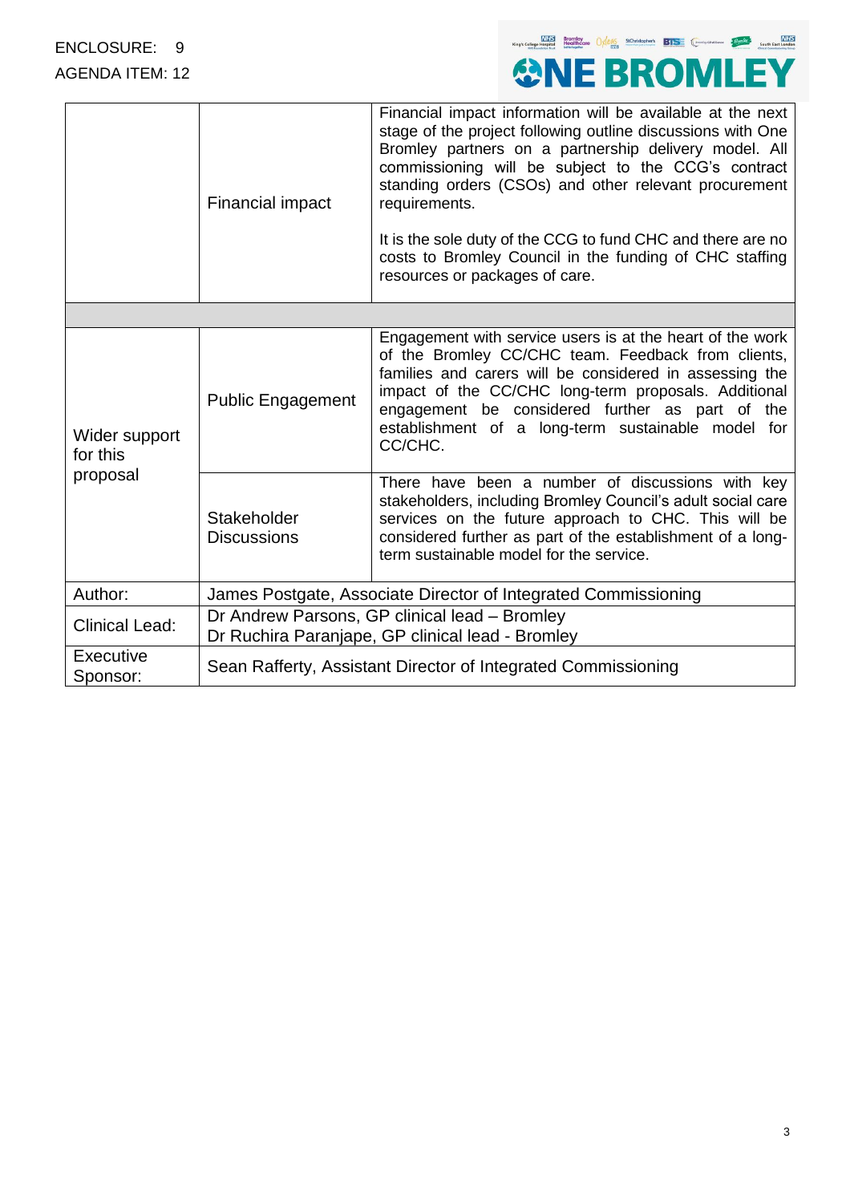ENCLOSURE: 9
AGENDA ITEM: 12

| | | |
|---|---|---|
| | Financial impact | Financial impact information will be available at the next stage of the project following outline discussions with One Bromley partners on a partnership delivery model. All commissioning will be subject to the CCG's contract standing orders (CSOs) and other relevant procurement requirements.<br><br>It is the sole duty of the CCG to fund CHC and there are no costs to Bromley Council in the funding of CHC staffing resources or packages of care. |
| | | |
| Wider support for this proposal | Public Engagement | Engagement with service users is at the heart of the work of the Bromley CC/CHC team. Feedback from clients, families and carers will be considered in assessing the impact of the CC/CHC long-term proposals. Additional engagement be considered further as part of the establishment of a long-term sustainable model for CC/CHC. |
| | Stakeholder Discussions | There have been a number of discussions with key stakeholders, including Bromley Council's adult social care services on the future approach to CHC. This will be considered further as part of the establishment of a long-term sustainable model for the service. |
| Author: | James Postgate, Associate Director of Integrated Commissioning | |
| Clinical Lead: | Dr Andrew Parsons, GP clinical lead – Bromley<br>Dr Ruchira Paranjape, GP clinical lead - Bromley | |
| Executive Sponsor: | Sean Rafferty, Assistant Director of Integrated Commissioning | |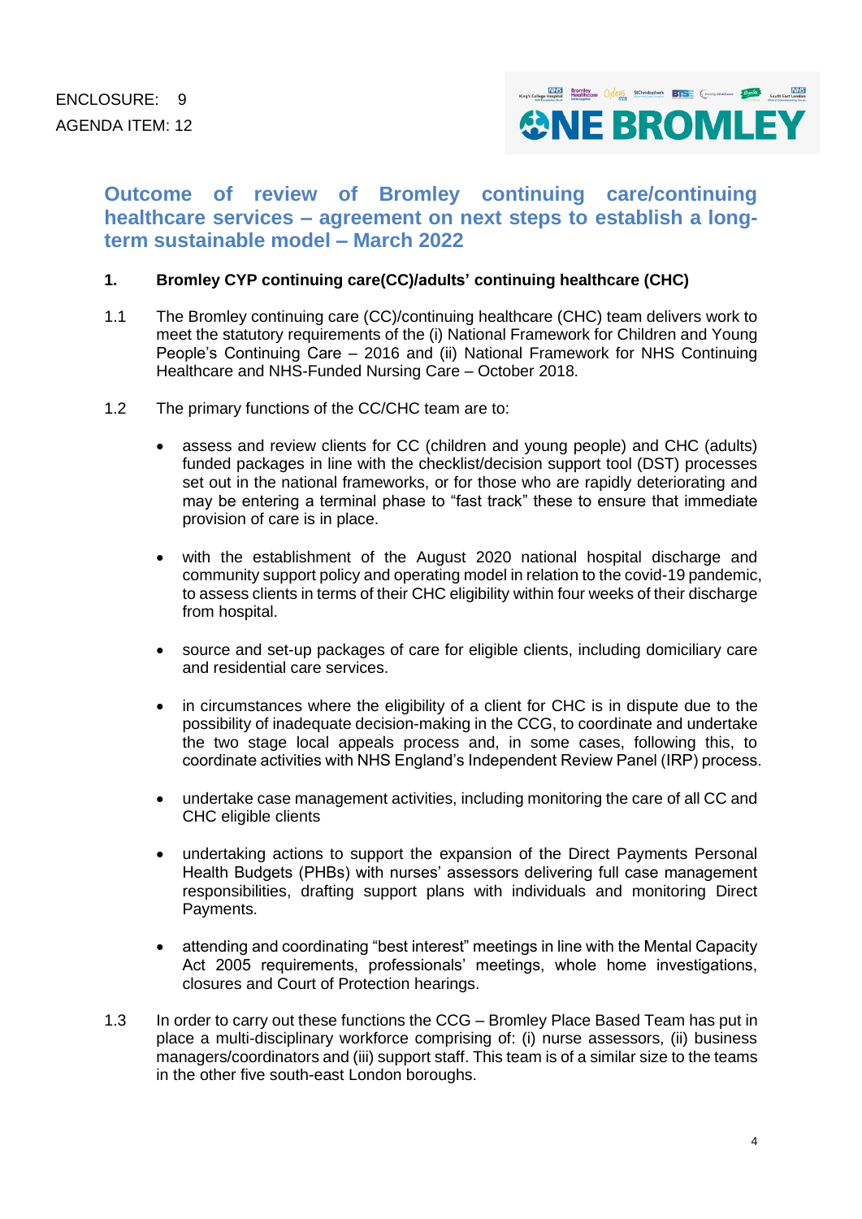ENCLOSURE: 9
AGENDA ITEM: 12

ONE BROMLEY

# Outcome of review of Bromley continuing care/continuing healthcare services – agreement on next steps to establish a long-term sustainable model – March 2022

**1. Bromley CYP continuing care(CC)/adults' continuing healthcare (CHC)**

1.1 The Bromley continuing care (CC)/continuing healthcare (CHC) team delivers work to meet the statutory requirements of the (i) National Framework for Children and Young People's Continuing Care – 2016 and (ii) National Framework for NHS Continuing Healthcare and NHS-Funded Nursing Care – October 2018.

1.2 The primary functions of the CC/CHC team are to:

- assess and review clients for CC (children and young people) and CHC (adults) funded packages in line with the checklist/decision support tool (DST) processes set out in the national frameworks, or for those who are rapidly deteriorating and may be entering a terminal phase to "fast track" these to ensure that immediate provision of care is in place.
- with the establishment of the August 2020 national hospital discharge and community support policy and operating model in relation to the covid-19 pandemic, to assess clients in terms of their CHC eligibility within four weeks of their discharge from hospital.
- source and set-up packages of care for eligible clients, including domiciliary care and residential care services.
- in circumstances where the eligibility of a client for CHC is in dispute due to the possibility of inadequate decision-making in the CCG, to coordinate and undertake the two stage local appeals process and, in some cases, following this, to coordinate activities with NHS England's Independent Review Panel (IRP) process.
- undertake case management activities, including monitoring the care of all CC and CHC eligible clients
- undertaking actions to support the expansion of the Direct Payments Personal Health Budgets (PHBs) with nurses' assessors delivering full case management responsibilities, drafting support plans with individuals and monitoring Direct Payments.
- attending and coordinating "best interest" meetings in line with the Mental Capacity Act 2005 requirements, professionals' meetings, whole home investigations, closures and Court of Protection hearings.

1.3 In order to carry out these functions the CCG – Bromley Place Based Team has put in place a multi-disciplinary workforce comprising of: (i) nurse assessors, (ii) business managers/coordinators and (iii) support staff. This team is of a similar size to the teams in the other five south-east London boroughs.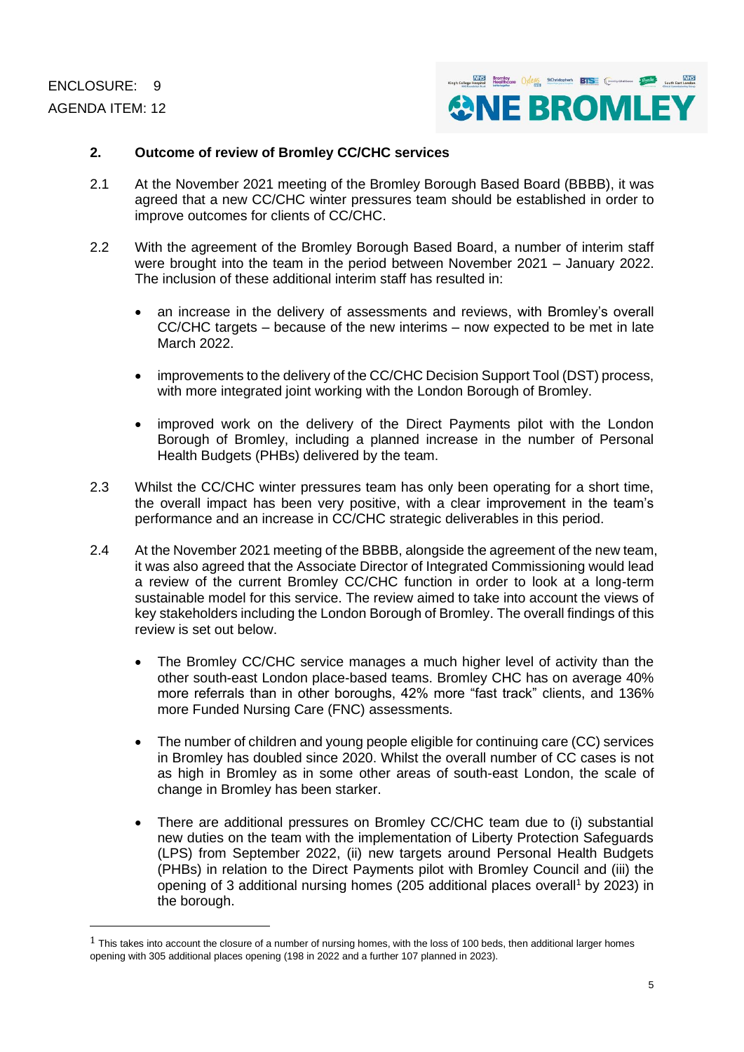ENCLOSURE: 9
AGENDA ITEM: 12

## 2. Outcome of review of Bromley CC/CHC services

2.1 At the November 2021 meeting of the Bromley Borough Based Board (BBBB), it was agreed that a new CC/CHC winter pressures team should be established in order to improve outcomes for clients of CC/CHC.

2.2 With the agreement of the Bromley Borough Based Board, a number of interim staff were brought into the team in the period between November 2021 – January 2022. The inclusion of these additional interim staff has resulted in:

- an increase in the delivery of assessments and reviews, with Bromley's overall CC/CHC targets – because of the new interims – now expected to be met in late March 2022.
- improvements to the delivery of the CC/CHC Decision Support Tool (DST) process, with more integrated joint working with the London Borough of Bromley.
- improved work on the delivery of the Direct Payments pilot with the London Borough of Bromley, including a planned increase in the number of Personal Health Budgets (PHBs) delivered by the team.

2.3 Whilst the CC/CHC winter pressures team has only been operating for a short time, the overall impact has been very positive, with a clear improvement in the team's performance and an increase in CC/CHC strategic deliverables in this period.

2.4 At the November 2021 meeting of the BBBB, alongside the agreement of the new team, it was also agreed that the Associate Director of Integrated Commissioning would lead a review of the current Bromley CC/CHC function in order to look at a long-term sustainable model for this service. The review aimed to take into account the views of key stakeholders including the London Borough of Bromley. The overall findings of this review is set out below.

- The Bromley CC/CHC service manages a much higher level of activity than the other south-east London place-based teams. Bromley CHC has on average 40% more referrals than in other boroughs, 42% more "fast track" clients, and 136% more Funded Nursing Care (FNC) assessments.
- The number of children and young people eligible for continuing care (CC) services in Bromley has doubled since 2020. Whilst the overall number of CC cases is not as high in Bromley as in some other areas of south-east London, the scale of change in Bromley has been starker.
- There are additional pressures on Bromley CC/CHC team due to (i) substantial new duties on the team with the implementation of Liberty Protection Safeguards (LPS) from September 2022, (ii) new targets around Personal Health Budgets (PHBs) in relation to the Direct Payments pilot with Bromley Council and (iii) the opening of 3 additional nursing homes (205 additional places overall[1] by 2023) in the borough.

[1] This takes into account the closure of a number of nursing homes, with the loss of 100 beds, then additional larger homes opening with 305 additional places opening (198 in 2022 and a further 107 planned in 2023).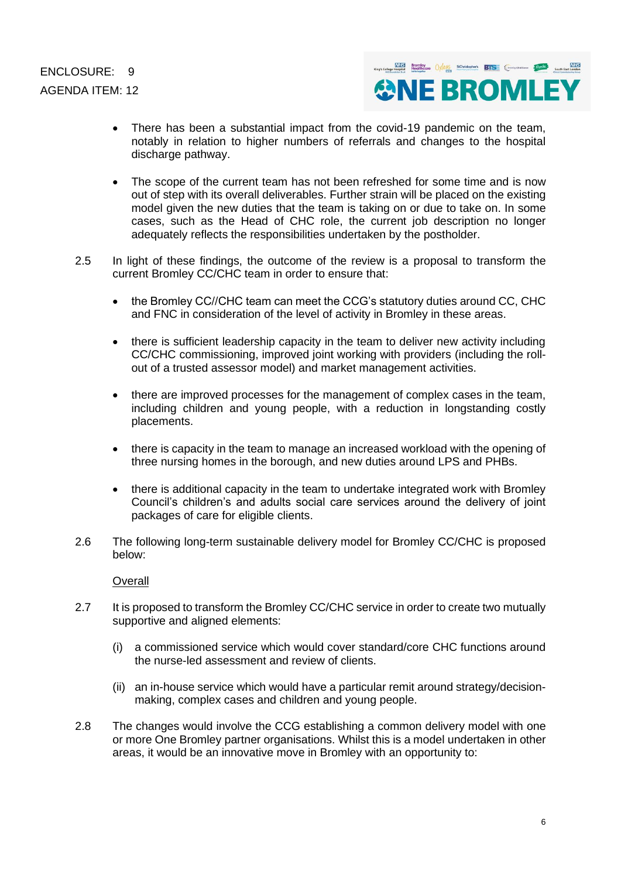- There has been a substantial impact from the covid-19 pandemic on the team, notably in relation to higher numbers of referrals and changes to the hospital discharge pathway.

- The scope of the current team has not been refreshed for some time and is now out of step with its overall deliverables. Further strain will be placed on the existing model given the new duties that the team is taking on or due to take on. In some cases, such as the Head of CHC role, the current job description no longer adequately reflects the responsibilities undertaken by the postholder.

2.5 In light of these findings, the outcome of the review is a proposal to transform the current Bromley CC/CHC team in order to ensure that:

- the Bromley CC//CHC team can meet the CCG's statutory duties around CC, CHC and FNC in consideration of the level of activity in Bromley in these areas.

- there is sufficient leadership capacity in the team to deliver new activity including CC/CHC commissioning, improved joint working with providers (including the roll-out of a trusted assessor model) and market management activities.

- there are improved processes for the management of complex cases in the team, including children and young people, with a reduction in longstanding costly placements.

- there is capacity in the team to manage an increased workload with the opening of three nursing homes in the borough, and new duties around LPS and PHBs.

- there is additional capacity in the team to undertake integrated work with Bromley Council's children's and adults social care services around the delivery of joint packages of care for eligible clients.

2.6 The following long-term sustainable delivery model for Bromley CC/CHC is proposed below:

<u>Overall</u>

2.7 It is proposed to transform the Bromley CC/CHC service in order to create two mutually supportive and aligned elements:

(i) a commissioned service which would cover standard/core CHC functions around the nurse-led assessment and review of clients.

(ii) an in-house service which would have a particular remit around strategy/decision-making, complex cases and children and young people.

2.8 The changes would involve the CCG establishing a common delivery model with one or more One Bromley partner organisations. Whilst this is a model undertaken in other areas, it would be an innovative move in Bromley with an opportunity to: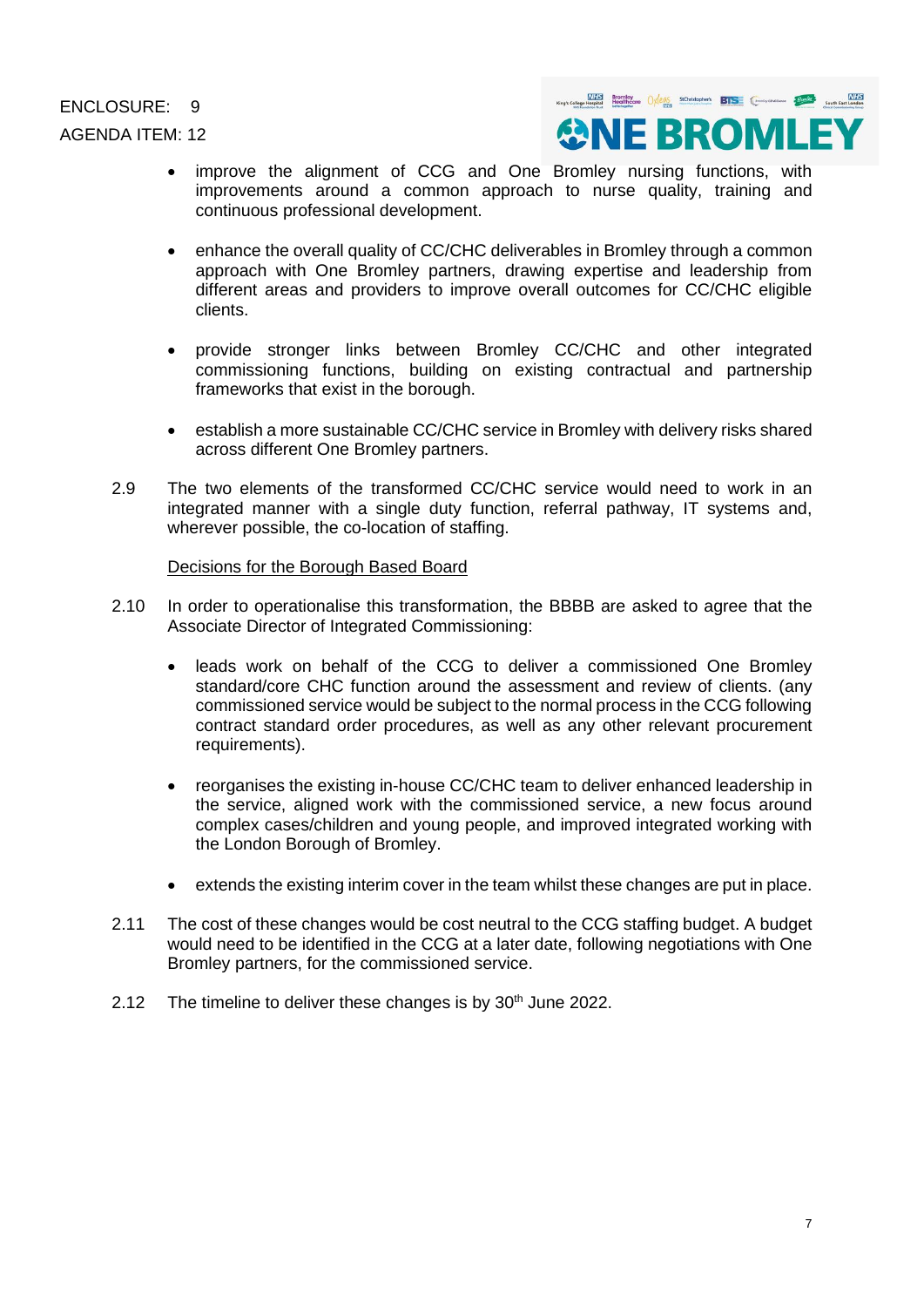- improve the alignment of CCG and One Bromley nursing functions, with improvements around a common approach to nurse quality, training and continuous professional development.

- enhance the overall quality of CC/CHC deliverables in Bromley through a common approach with One Bromley partners, drawing expertise and leadership from different areas and providers to improve overall outcomes for CC/CHC eligible clients.

- provide stronger links between Bromley CC/CHC and other integrated commissioning functions, building on existing contractual and partnership frameworks that exist in the borough.

- establish a more sustainable CC/CHC service in Bromley with delivery risks shared across different One Bromley partners.

2.9 The two elements of the transformed CC/CHC service would need to work in an integrated manner with a single duty function, referral pathway, IT systems and, wherever possible, the co-location of staffing.

<u>Decisions for the Borough Based Board</u>

2.10 In order to operationalise this transformation, the BBBB are asked to agree that the Associate Director of Integrated Commissioning:

- leads work on behalf of the CCG to deliver a commissioned One Bromley standard/core CHC function around the assessment and review of clients. (any commissioned service would be subject to the normal process in the CCG following contract standard order procedures, as well as any other relevant procurement requirements).

- reorganises the existing in-house CC/CHC team to deliver enhanced leadership in the service, aligned work with the commissioned service, a new focus around complex cases/children and young people, and improved integrated working with the London Borough of Bromley.

- extends the existing interim cover in the team whilst these changes are put in place.

2.11 The cost of these changes would be cost neutral to the CCG staffing budget. A budget would need to be identified in the CCG at a later date, following negotiations with One Bromley partners, for the commissioned service.

2.12 The timeline to deliver these changes is by 30th June 2022.